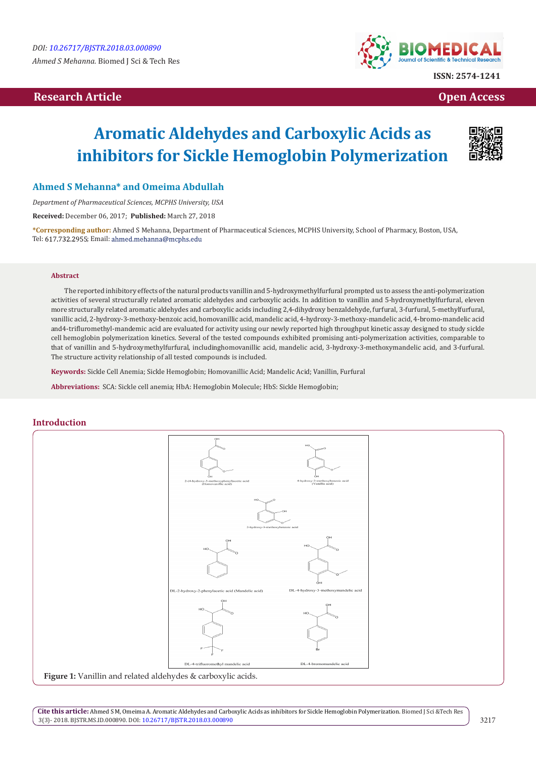DOI: 10.26717/BJSTR.2018.03.000890

*Ahmed S Mehanna.* Biomed J Sci & Tech Res

ISSN: 2574-1241

**Research Article** **Open Access**

# Aromatic Aldehydes and Carboxylic Acids as inhibitors for Sickle Hemoglobin Polymerization

## Ahmed S Mehanna* and Omeima Abdullah

*Department of Pharmaceutical Sciences, MCPHS University, USA*

**Received:** December 06, 2017; **Published:** March 27, 2018

***Corresponding author:** Ahmed S Mehanna, Department of Pharmaceutical Sciences, MCPHS University, School of Pharmacy, Boston, USA, Tel: 617.732.2955; Email: ahmed.mehanna@mcphs.edu

### Abstract

The reported inhibitory effects of the natural products vanillin and 5-hydroxymethylfurfural prompted us to assess the anti-polymerization activities of several structurally related aromatic aldehydes and carboxylic acids. In addition to vanillin and 5-hydroxymethylfurfural, eleven more structurally related aromatic aldehydes and carboxylic acids including 2,4-dihydroxy benzaldehyde, furfural, 3-furfural, 5-methylfurfural, vanillic acid, 2-hydroxy-3-methoxy-benzoic acid, homovanillic acid, mandelic acid, 4-hydroxy-3-methoxy-mandelic acid, 4-bromo-mandelic acid and4-trifluromethyl-mandemic acid are evaluated for activity using our newly reported high throughput kinetic assay designed to study sickle cell hemoglobin polymerization kinetics. Several of the tested compounds exhibited promising anti-polymerization activities, comparable to that of vanillin and 5-hydroxymethylfurfural, includinghomovanillic acid, mandelic acid, 3-hydroxy-3-methoxymandelic acid, and 3-furfural. The structure activity relationship of all tested compounds is included.

**Keywords:** Sickle Cell Anemia; Sickle Hemoglobin; Homovanillic Acid; Mandelic Acid; Vanillin, Furfural

**Abbreviations:** SCA: Sickle cell anemia; HbA: Hemoglobin Molecule; HbS: Sickle Hemoglobin;

## Introduction

**Figure 1:** Vanillin and related aldehydes & carboxylic acids.

**Cite this article:** Ahmed S M, Omeima A. Aromatic Aldehydes and Carboxylic Acids as inhibitors for Sickle Hemoglobin Polymerization. Biomed J Sci &Tech Res 3(3)- 2018. BJSTR.MS.ID.000890. DOI: 10.26717/BJSTR.2018.03.000890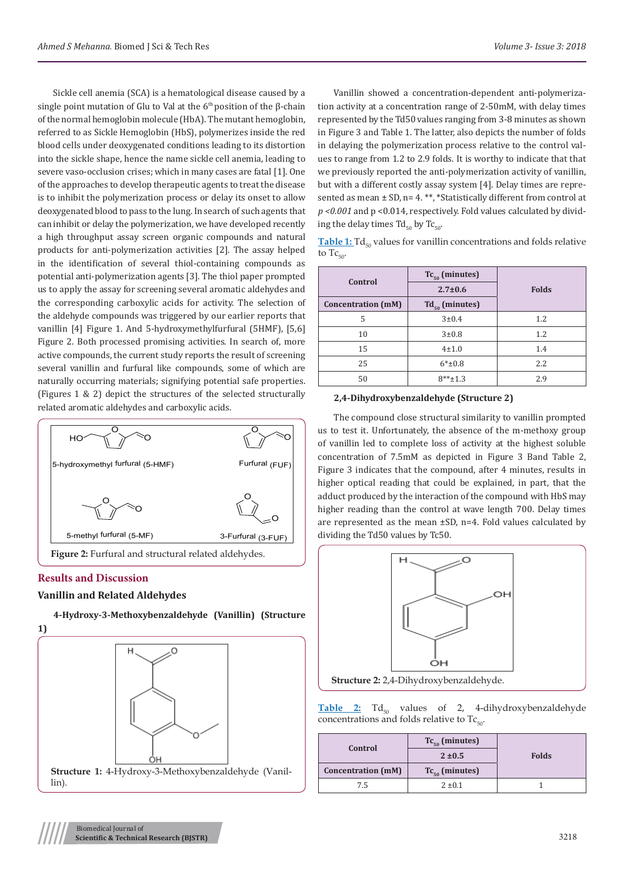Sickle cell anemia (SCA) is a hematological disease caused by a single point mutation of Glu to Val at the 6[th] position of the β-chain of the normal hemoglobin molecule (HbA). The mutant hemoglobin, referred to as Sickle Hemoglobin (HbS), polymerizes inside the red blood cells under deoxygenated conditions leading to its distortion into the sickle shape, hence the name sickle cell anemia, leading to severe vaso-occlusion crises; which in many cases are fatal [1]. One of the approaches to develop therapeutic agents to treat the disease is to inhibit the polymerization process or delay its onset to allow deoxygenated blood to pass to the lung. In search of such agents that can inhibit or delay the polymerization, we have developed recently a high throughput assay screen organic compounds and natural products for anti-polymerization activities [2]. The assay helped in the identification of several thiol-containing compounds as potential anti-polymerization agents [3]. The thiol paper prompted us to apply the assay for screening several aromatic aldehydes and the corresponding carboxylic acids for activity. The selection of the aldehyde compounds was triggered by our earlier reports that vanillin [4] Figure 1. And 5-hydroxymethylfurfural (5HMF), [5,6] Figure 2. Both processed promising activities. In search of, more active compounds, the current study reports the result of screening several vanillin and furfural like compounds, some of which are naturally occurring materials; signifying potential safe properties. (Figures 1 & 2) depict the structures of the selected structurally related aromatic aldehydes and carboxylic acids.

5-hydroxymethyl furfural (5-HMF) Furfural (FUF) 5-methyl furfural (5-MF) 3-Furfural (3-FUF)

**Figure 2:** Furfural and structural related aldehydes.

## Results and Discussion

### Vanillin and Related Aldehydes

**4-Hydroxy-3-Methoxybenzaldehyde (Vanillin) (Structure 1)**

**Structure 1:** 4-Hydroxy-3-Methoxybenzaldehyde (Vanillin).

Vanillin showed a concentration-dependent anti-polymerization activity at a concentration range of 2-50mM, with delay times represented by the Td50 values ranging from 3-8 minutes as shown in Figure 3 and Table 1. The latter, also depicts the number of folds in delaying the polymerization process relative to the control values to range from 1.2 to 2.9 folds. It is worthy to indicate that that we previously reported the anti-polymerization activity of vanillin, but with a different costly assay system [4]. Delay times are represented as mean ± SD, n= 4. **, *Statistically different from control at $p < 0.001$ and p <0.014, respectively. Fold values calculated by dividing the delay times $Td_{50}$ by $Tc_{50}$.

**Table 1:** $Td_{50}$ values for vanillin concentrations and folds relative to $Tc_{50}$.

| Control | $Tc_{50}$ (minutes) | Folds |
|---|---|---|
| | 2.7±0.6 | |
| Concentration (mM) | $Td_{50}$ (minutes) | |
| 5 | 3±0.4 | 1.2 |
| 10 | 3±0.8 | 1.2 |
| 15 | 4±1.0 | 1.4 |
| 25 | 6*±0.8 | 2.2 |
| 50 | 8**±1.3 | 2.9 |

**2,4-Dihydroxybenzaldehyde (Structure 2)**

The compound close structural similarity to vanillin prompted us to test it. Unfortunately, the absence of the m-methoxy group of vanillin led to complete loss of activity at the highest soluble concentration of 7.5mM as depicted in Figure 3 Band Table 2, Figure 3 indicates that the compound, after 4 minutes, results in higher optical reading that could be explained, in part, that the adduct produced by the interaction of the compound with HbS may higher reading than the control at wave length 700. Delay times are represented as the mean ±SD, n=4. Fold values calculated by dividing the Td50 values by Tc50.

**Structure 2:** 2,4-Dihydroxybenzaldehyde.

**Table 2:** $Td_{50}$ values of 2, 4-dihydroxybenzaldehyde concentrations and folds relative to $Tc_{50}$.

| Control | $Tc_{50}$ (minutes) | Folds |
|---|---|---|
| | 2 ±0.5 | |
| Concentration (mM) | $Tc_{50}$ (minutes) | |
| 7.5 | 2 ±0.1 | 1 |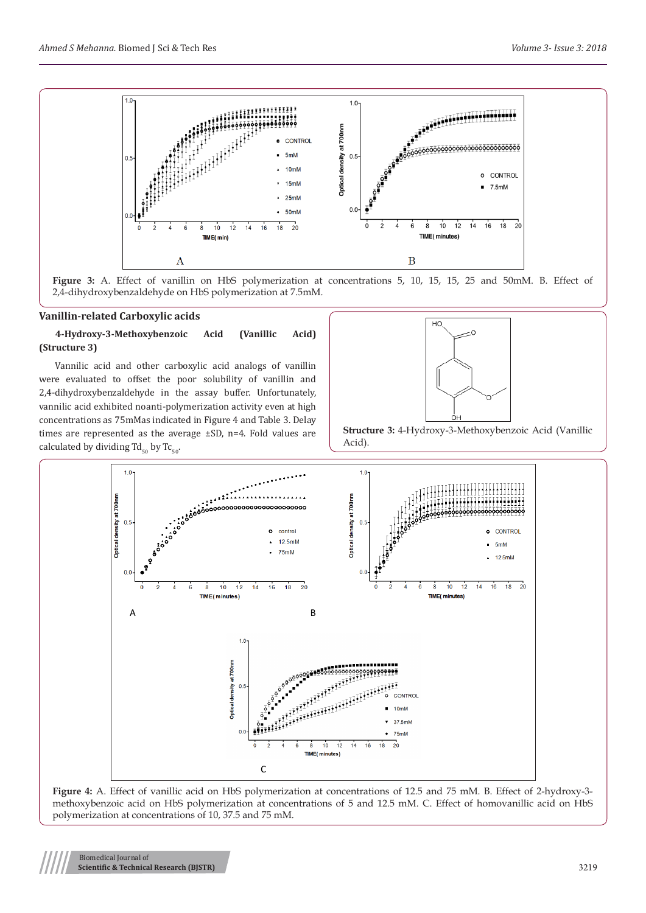**Figure 3:** A. Effect of vanillin on HbS polymerization at concentrations 5, 10, 15, 15, 25 and 50mM. B. Effect of 2,4-dihydroxybenzaldehyde on HbS polymerization at 7.5mM.

## Vanillin-related Carboxylic acids

### 4-Hydroxy-3-Methoxybenzoic Acid (Vanillic Acid) (Structure 3)

Vannilic acid and other carboxylic acid analogs of vanillin were evaluated to offset the poor solubility of vanillin and 2,4-dihydroxybenzaldehyde in the assay buffer. Unfortunately, vannilic acid exhibited noanti-polymerization activity even at high concentrations as 75mMas indicated in Figure 4 and Table 3. Delay times are represented as the average ±SD, n=4. Fold values are calculated by dividing $Td_{50}$ by $Tc_{50}$.

**Structure 3:** 4-Hydroxy-3-Methoxybenzoic Acid (Vanillic Acid).

**Figure 4:** A. Effect of vanillic acid on HbS polymerization at concentrations of 12.5 and 75 mM. B. Effect of 2-hydroxy-3-methoxybenzoic acid on HbS polymerization at concentrations of 5 and 12.5 mM. C. Effect of homovanillic acid on HbS polymerization at concentrations of 10, 37.5 and 75 mM.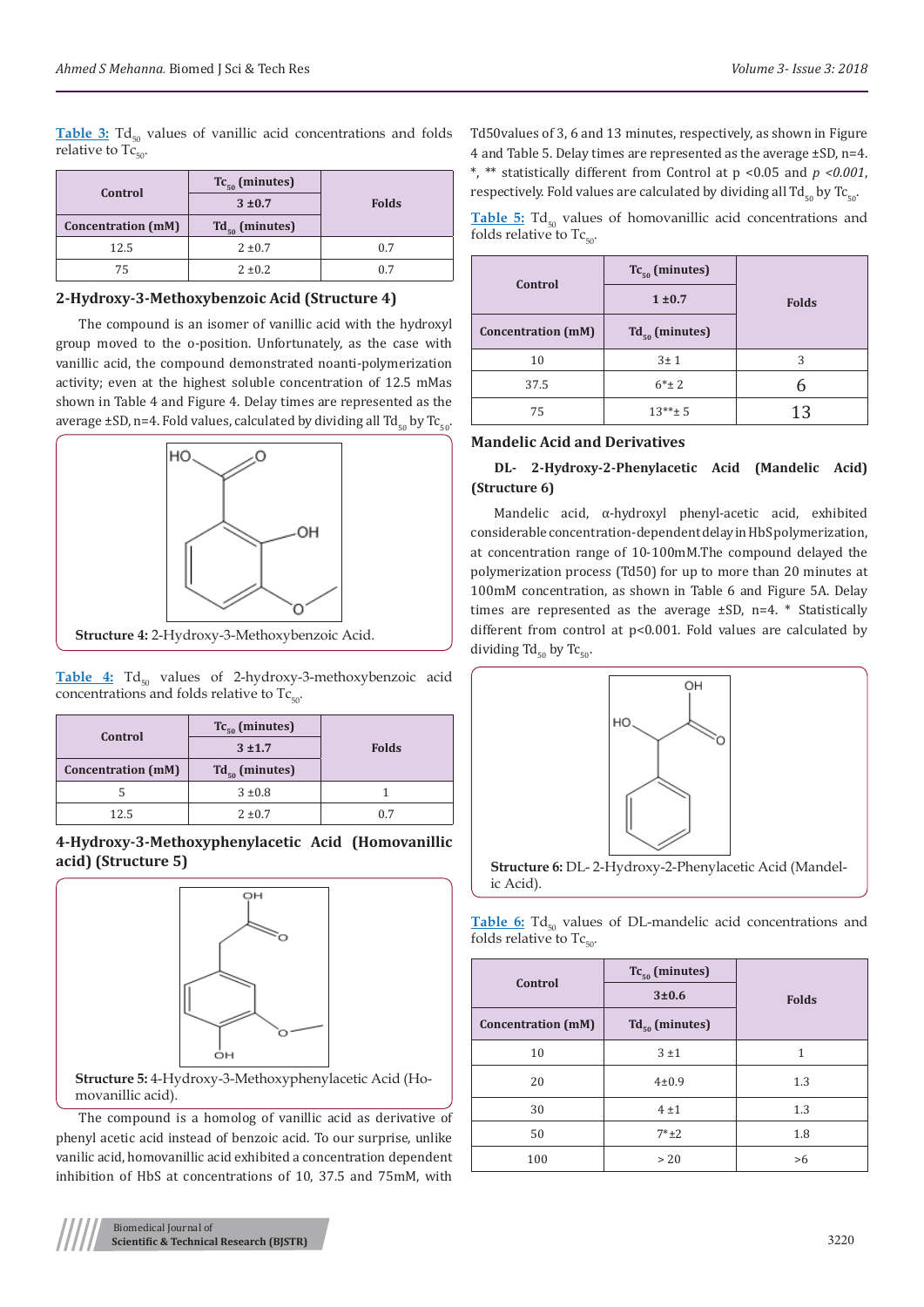**Table 3:** $Td_{50}$ values of vanillic acid concentrations and folds relative to $Tc_{50}$.

| Control | $Tc_{50}$ (minutes) | Folds |
|---|---|---|
| | 3 ±0.7 | |
| Concentration (mM) | $Td_{50}$ (minutes) | |
| 12.5 | 2 ±0.7 | 0.7 |
| 75 | 2 ±0.2 | 0.7 |

### 2-Hydroxy-3-Methoxybenzoic Acid (Structure 4)

The compound is an isomer of vanillic acid with the hydroxyl group moved to the o-position. Unfortunately, as the case with vanillic acid, the compound demonstrated noanti-polymerization activity; even at the highest soluble concentration of 12.5 mMas shown in Table 4 and Figure 4. Delay times are represented as the average ±SD, n=4. Fold values, calculated by dividing all $Td_{50}$ by $Tc_{50}$.

**Structure 4:** 2-Hydroxy-3-Methoxybenzoic Acid.

**Table 4:** $Td_{50}$ values of 2-hydroxy-3-methoxybenzoic acid concentrations and folds relative to $Tc_{50}$.

| Control | $Tc_{50}$ (minutes) | Folds |
|---|---|---|
| | 3 ±1.7 | |
| Concentration (mM) | $Td_{50}$ (minutes) | |
| 5 | 3 ±0.8 | 1 |
| 12.5 | 2 ±0.7 | 0.7 |

### 4-Hydroxy-3-Methoxyphenylacetic Acid (Homovanillic acid) (Structure 5)

**Structure 5:** 4-Hydroxy-3-Methoxyphenylacetic Acid (Homovanillic acid).

The compound is a homolog of vanillic acid as derivative of phenyl acetic acid instead of benzoic acid. To our surprise, unlike vanilic acid, homovanillic acid exhibited a concentration dependent inhibition of HbS at concentrations of 10, 37.5 and 75mM, with Td50values of 3, 6 and 13 minutes, respectively, as shown in Figure 4 and Table 5. Delay times are represented as the average ±SD, n=4. *, ** statistically different from Control at p <0.05 and *p <0.001*, respectively. Fold values are calculated by dividing all $Td_{50}$ by $Tc_{50}$.

**Table 5:** $Td_{50}$ values of homovanillic acid concentrations and folds relative to $Tc_{50}$.

| Control | $Tc_{50}$ (minutes) | Folds |
|---|---|---|
| | 1 ±0.7 | |
| Concentration (mM) | $Td_{50}$ (minutes) | |
| 10 | 3± 1 | 3 |
| 37.5 | 6*± 2 | 6 |
| 75 | 13**± 5 | 13 |

### Mandelic Acid and Derivatives

#### DL- 2-Hydroxy-2-Phenylacetic Acid (Mandelic Acid) (Structure 6)

Mandelic acid, α-hydroxyl phenyl-acetic acid, exhibited considerable concentration-dependent delay in HbS polymerization, at concentration range of 10-100mM.The compound delayed the polymerization process (Td50) for up to more than 20 minutes at 100mM concentration, as shown in Table 6 and Figure 5A. Delay times are represented as the average ±SD, n=4. * Statistically different from control at p<0.001. Fold values are calculated by dividing $Td_{50}$ by $Tc_{50}$.

**Structure 6:** DL- 2-Hydroxy-2-Phenylacetic Acid (Mandelic Acid).

**Table 6:** $Td_{50}$ values of DL-mandelic acid concentrations and folds relative to $Tc_{50}$.

| Control | $Tc_{50}$ (minutes) | Folds |
|---|---|---|
| | 3±0.6 | |
| Concentration (mM) | $Td_{50}$ (minutes) | |
| 10 | 3 ±1 | 1 |
| 20 | 4±0.9 | 1.3 |
| 30 | 4 ±1 | 1.3 |
| 50 | 7*±2 | 1.8 |
| 100 | > 20 | >6 |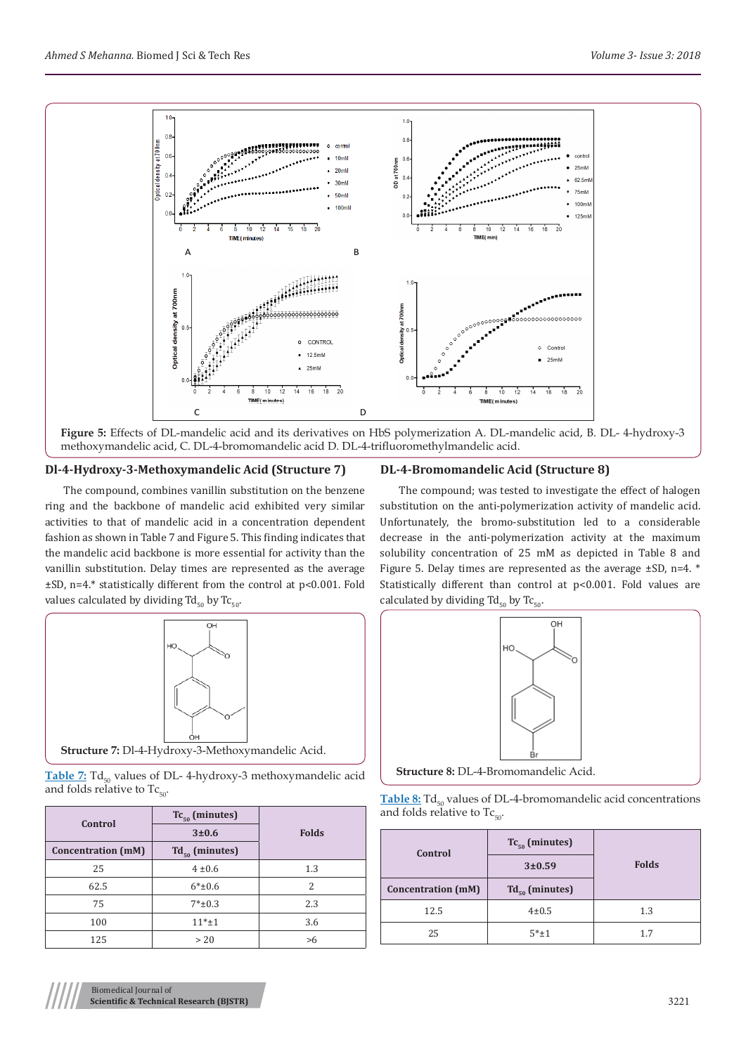**Figure 5:** Effects of DL-mandelic acid and its derivatives on HbS polymerization A. DL-mandelic acid, B. DL- 4-hydroxy-3 methoxymandelic acid, C. DL-4-bromomandelic acid D. DL-4-trifluoromethylmandelic acid.

## Dl-4-Hydroxy-3-Methoxymandelic Acid (Structure 7)

The compound, combines vanillin substitution on the benzene ring and the backbone of mandelic acid exhibited very similar activities to that of mandelic acid in a concentration dependent fashion as shown in Table 7 and Figure 5. This finding indicates that the mandelic acid backbone is more essential for activity than the vanillin substitution. Delay times are represented as the average ±SD, n=4.* statistically different from the control at $p<0.001$. Fold values calculated by dividing $Td_{50}$ by $Tc_{50}$.

**Structure 7:** Dl-4-Hydroxy-3-Methoxymandelic Acid.

**Table 7:** $Td_{50}$ values of DL- 4-hydroxy-3 methoxymandelic acid and folds relative to $Tc_{50}$.

| Control | $Tc_{50}$ (minutes) | Folds |
|---|---|---|
| | 3±0.6 | |
| Concentration (mM) | $Td_{50}$ (minutes) | |
| 25 | 4 ±0.6 | 1.3 |
| 62.5 | 6*±0.6 | 2 |
| 75 | 7*±0.3 | 2.3 |
| 100 | 11*±1 | 3.6 |
| 125 | > 20 | >6 |

## DL-4-Bromomandelic Acid (Structure 8)

The compound; was tested to investigate the effect of halogen substitution on the anti-polymerization activity of mandelic acid. Unfortunately, the bromo-substitution led to a considerable decrease in the anti-polymerization activity at the maximum solubility concentration of 25 mM as depicted in Table 8 and Figure 5. Delay times are represented as the average ±SD, n=4. * Statistically different than control at $p<0.001$. Fold values are calculated by dividing $Td_{50}$ by $Tc_{50}$.

**Structure 8:** DL-4-Bromomandelic Acid.

**Table 8:** $Td_{50}$ values of DL-4-bromomandelic acid concentrations and folds relative to $Tc_{50}$.

| Control | $Tc_{50}$ (minutes) | Folds |
|---|---|---|
| | 3±0.59 | |
| Concentration (mM) | $Td_{50}$ (minutes) | |
| 12.5 | 4±0.5 | 1.3 |
| 25 | 5*±1 | 1.7 |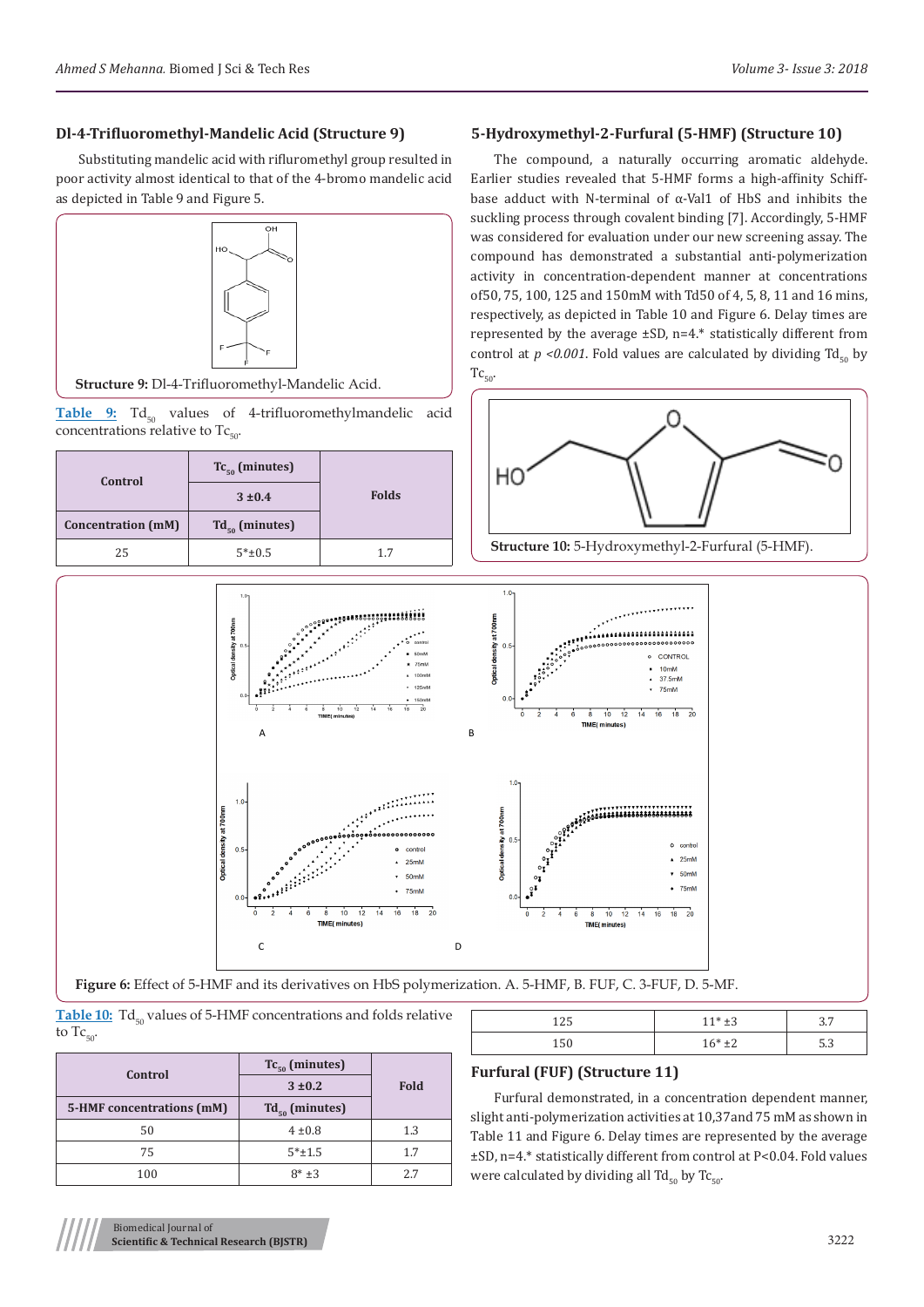### Dl-4-Trifluoromethyl-Mandelic Acid (Structure 9)

Substituting mandelic acid with rifluromethyl group resulted in poor activity almost identical to that of the 4-bromo mandelic acid as depicted in Table 9 and Figure 5.

**Structure 9:** Dl-4-Trifluoromethyl-Mandelic Acid.

**Table 9:** $Td_{50}$ values of 4-trifluoromethylmandelic acid concentrations relative to $Tc_{50}$.

| Control | $Tc_{50}$ (minutes) | Folds |
|---|---|---|
| | 3 ±0.4 | |
| Concentration (mM) | $Td_{50}$ (minutes) | |
| 25 | 5*±0.5 | 1.7 |

### 5-Hydroxymethyl-2-Furfural (5-HMF) (Structure 10)

The compound, a naturally occurring aromatic aldehyde. Earlier studies revealed that 5-HMF forms a high-affinity Schiff-base adduct with N-terminal of α-Val1 of HbS and inhibits the suckling process through covalent binding [7]. Accordingly, 5-HMF was considered for evaluation under our new screening assay. The compound has demonstrated a substantial anti-polymerization activity in concentration-dependent manner at concentrations of50, 75, 100, 125 and 150mM with Td50 of 4, 5, 8, 11 and 16 mins, respectively, as depicted in Table 10 and Figure 6. Delay times are represented by the average ±SD, n=4.* statistically different from control at *p <0.001*. Fold values are calculated by dividing $Td_{50}$ by $Tc_{50}$.

**Structure 10:** 5-Hydroxymethyl-2-Furfural (5-HMF).

**Figure 6:** Effect of 5-HMF and its derivatives on HbS polymerization. A. 5-HMF, B. FUF, C. 3-FUF, D. 5-MF.

**Table 10:** $Td_{50}$ values of 5-HMF concentrations and folds relative to $Tc_{50}$.

| Control | $Tc_{50}$ (minutes) | Fold |
|---|---|---|
| | 3 ±0.2 | |
| 5-HMF concentrations (mM) | $Td_{50}$ (minutes) | |
| 50 | 4 ±0.8 | 1.3 |
| 75 | 5*±1.5 | 1.7 |
| 100 | 8* ±3 | 2.7 |
| 125 | 11* ±3 | 3.7 |
| 150 | 16* ±2 | 5.3 |

### Furfural (FUF) (Structure 11)

Furfural demonstrated, in a concentration dependent manner, slight anti-polymerization activities at 10,37and 75 mM as shown in Table 11 and Figure 6. Delay times are represented by the average ±SD, n=4.* statistically different from control at P<0.04. Fold values were calculated by dividing all $Td_{50}$ by $Tc_{50}$.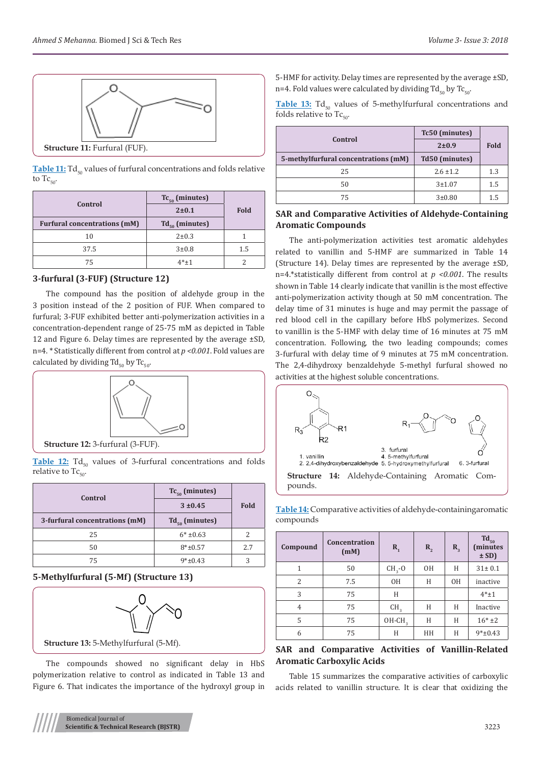**Structure 11:** Furfural (FUF).

**Table 11:** $Td_{50}$ values of furfural concentrations and folds relative to $Tc_{50}$.

| Control | $Tc_{50}$ (minutes) | Fold |
|---|---|---|
| | 2±0.1 | |
| Furfural concentrations (mM) | $Td_{50}$ (minutes) | |
| 10 | 2±0.3 | 1 |
| 37.5 | 3±0.8 | 1.5 |
| 75 | 4*±1 | 2 |

### 3-furfural (3-FUF) (Structure 12)

The compound has the position of aldehyde group in the 3 position instead of the 2 position of FUF. When compared to furfural; 3-FUF exhibited better anti-polymerization activities in a concentration-dependent range of 25-75 mM as depicted in Table 12 and Figure 6. Delay times are represented by the average ±SD, n=4. * Statistically different from control at *p <0.001*. Fold values are calculated by dividing $Td_{50}$ by $Tc_{50}$.

**Structure 12:** 3-furfural (3-FUF).

**Table 12:** $Td_{50}$ values of 3-furfural concentrations and folds relative to $Tc_{50}$.

| Control | $Tc_{50}$ (minutes) | Fold |
|---|---|---|
| | 3 ±0.45 | |
| 3-furfural concentrations (mM) | $Td_{50}$ (minutes) | |
| 25 | 6* ±0.63 | 2 |
| 50 | 8*±0.57 | 2.7 |
| 75 | 9*±0.43 | 3 |

### 5-Methylfurfural (5-Mf) (Structure 13)

**Structure 13:** 5-Methylfurfural (5-Mf).

The compounds showed no significant delay in HbS polymerization relative to control as indicated in Table 13 and Figure 6. That indicates the importance of the hydroxyl group in 5-HMF for activity. Delay times are represented by the average ±SD, n=4. Fold values were calculated by dividing $Td_{50}$ by $Tc_{50}$.

**Table 13:** $Td_{50}$ values of 5-methylfurfural concentrations and folds relative to $Tc_{50}$.

| Control | Tc50 (minutes) | Fold |
|---|---|---|
| | 2±0.9 | |
| 5-methylfurfural concentrations (mM) | Td50 (minutes) | |
| 25 | 2.6 ±1.2 | 1.3 |
| 50 | 3±1.07 | 1.5 |
| 75 | 3±0.80 | 1.5 |

### SAR and Comparative Activities of Aldehyde-Containing Aromatic Compounds

The anti-polymerization activities test aromatic aldehydes related to vanillin and 5-HMF are summarized in Table 14 (Structure 14). Delay times are represented by the average ±SD, n=4.*statistically different from control at *p <0.001*. The results shown in Table 14 clearly indicate that vanillin is the most effective anti-polymerization activity though at 50 mM concentration. The delay time of 31 minutes is huge and may permit the passage of red blood cell in the capillary before HbS polymerizes. Second to vanillin is the 5-HMF with delay time of 16 minutes at 75 mM concentration. Following, the two leading compounds; comes 3-furfural with delay time of 9 minutes at 75 mM concentration. The 2,4-dihydroxy benzaldehyde 5-methyl furfural showed no activities at the highest soluble concentrations.

1. vanillin
2. 2,4-dihydroxybenzaldehyde
3. furfural
4. 5-methylfurfural
5. 5-hydroxymethylfurfural
6. 3-furfural

**Structure 14:** Aldehyde-Containing Aromatic Compounds.

**Table 14:** Comparative activities of aldehyde-containingaromatic compounds

| Compound | Concentration (mM) | $R_1$ | $R_2$ | $R_3$ | $Td_{50}$ (minutes ± SD) |
|---|---|---|---|---|---|
| 1 | 50 | $CH_3$-O | OH | H | 31± 0.1 |
| 2 | 7.5 | OH | H | OH | inactive |
| 3 | 75 | H | | | 4*±1 |
| 4 | 75 | $CH_3$ | H | H | Inactive |
| 5 | 75 | OH-$CH_3$ | H | H | 16* ±2 |
| 6 | 75 | H | HH | H | 9*±0.43 |

### SAR and Comparative Activities of Vanillin-Related Aromatic Carboxylic Acids

Table 15 summarizes the comparative activities of carboxylic acids related to vanillin structure. It is clear that oxidizing the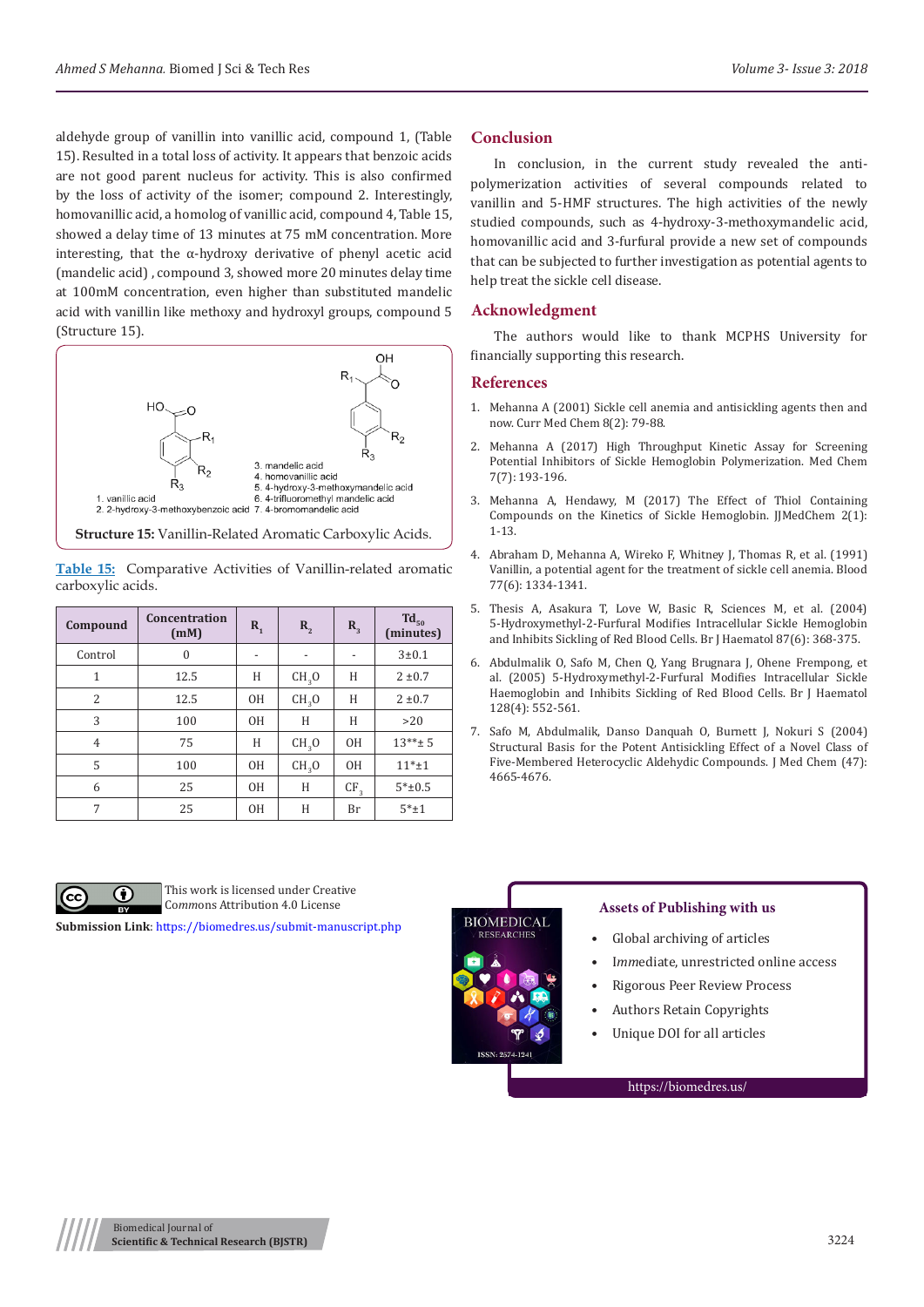aldehyde group of vanillin into vanillic acid, compound 1, (Table 15). Resulted in a total loss of activity. It appears that benzoic acids are not good parent nucleus for activity. This is also confirmed by the loss of activity of the isomer; compound 2. Interestingly, homovanillic acid, a homolog of vanillic acid, compound 4, Table 15, showed a delay time of 13 minutes at 75 mM concentration. More interesting, that the α-hydroxy derivative of phenyl acetic acid (mandelic acid) , compound 3, showed more 20 minutes delay time at 100mM concentration, even higher than substituted mandelic acid with vanillin like methoxy and hydroxyl groups, compound 5 (Structure 15).

1. vanillic acid
2. 2-hydroxy-3-methoxybenzoic acid
3. mandelic acid
4. homovanillic acid
5. 4-hydroxy-3-methoxymandelic acid
6. 4-trifluoromethyl mandelic acid
7. 4-bromomandelic acid

**Structure 15:** Vanillin-Related Aromatic Carboxylic Acids.

**Table 15:** Comparative Activities of Vanillin-related aromatic carboxylic acids.

| Compound | Concentration (mM) | $R_1$ | $R_2$ | $R_3$ | $Td_{50}$ (minutes) |
|---|---|---|---|---|---|
| Control | 0 | - | - | - | 3±0.1 |
| 1 | 12.5 | H | $CH_3O$ | H | 2 ±0.7 |
| 2 | 12.5 | OH | $CH_3O$ | H | 2 ±0.7 |
| 3 | 100 | OH | H | H | >20 |
| 4 | 75 | H | $CH_3O$ | OH | 13**± 5 |
| 5 | 100 | OH | $CH_3O$ | OH | 11*±1 |
| 6 | 25 | OH | H | $CF_3$ | 5*±0.5 |
| 7 | 25 | OH | H | Br | 5*±1 |

## Conclusion

In conclusion, in the current study revealed the anti-polymerization activities of several compounds related to vanillin and 5-HMF structures. The high activities of the newly studied compounds, such as 4-hydroxy-3-methoxymandelic acid, homovanillic acid and 3-furfural provide a new set of compounds that can be subjected to further investigation as potential agents to help treat the sickle cell disease.

## Acknowledgment

The authors would like to thank MCPHS University for financially supporting this research.

## References

1. Mehanna A (2001) Sickle cell anemia and antisickling agents then and now. Curr Med Chem 8(2): 79-88.
2. Mehanna A (2017) High Throughput Kinetic Assay for Screening Potential Inhibitors of Sickle Hemoglobin Polymerization. Med Chem 7(7): 193-196.
3. Mehanna A, Hendawy, M (2017) The Effect of Thiol Containing Compounds on the Kinetics of Sickle Hemoglobin. JJMedChem 2(1): 1-13.
4. Abraham D, Mehanna A, Wireko F, Whitney J, Thomas R, et al. (1991) Vanillin, a potential agent for the treatment of sickle cell anemia. Blood 77(6): 1334-1341.
5. Thesis A, Asakura T, Love W, Basic R, Sciences M, et al. (2004) 5-Hydroxymethyl-2-Furfural Modifies Intracellular Sickle Hemoglobin and Inhibits Sickling of Red Blood Cells. Br J Haematol 87(6): 368-375.
6. Abdulmalik O, Safo M, Chen Q, Yang Brugnara J, Ohene Frempong, et al. (2005) 5-Hydroxymethyl-2-Furfural Modifies Intracellular Sickle Haemoglobin and Inhibits Sickling of Red Blood Cells. Br J Haematol 128(4): 552-561.
7. Safo M, Abdulmalik, Danso Danquah O, Burnett J, Nokuri S (2004) Structural Basis for the Potent Antisickling Effect of a Novel Class of Five-Membered Heterocyclic Aldehydic Compounds. J Med Chem (47): 4665-4676.

This work is licensed under Creative Commons Attribution 4.0 License

**Submission Link**: https://biomedres.us/submit-manuscript.php

**Assets of Publishing with us**

- Global archiving of articles
- Immediate, unrestricted online access
- Rigorous Peer Review Process
- Authors Retain Copyrights
- Unique DOI for all articles

https://biomedres.us/